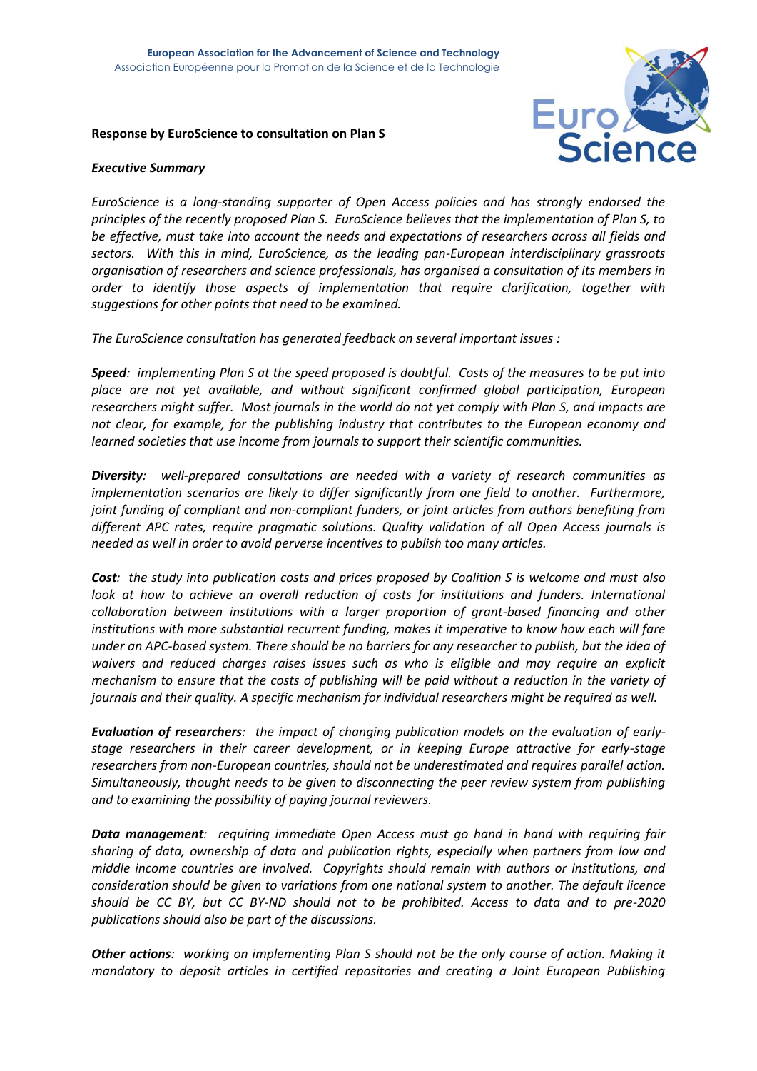European Association for the Advancement of Science and Technology
Association Européenne pour la Promotion de la Science et de la Technologie

**Response by EuroScience to consultation on Plan S**

***Executive Summary***

*EuroScience is a long-standing supporter of Open Access policies and has strongly endorsed the principles of the recently proposed Plan S. EuroScience believes that the implementation of Plan S, to be effective, must take into account the needs and expectations of researchers across all fields and sectors. With this in mind, EuroScience, as the leading pan-European interdisciplinary grassroots organisation of researchers and science professionals, has organised a consultation of its members in order to identify those aspects of implementation that require clarification, together with suggestions for other points that need to be examined.*

*The EuroScience consultation has generated feedback on several important issues :*

***Speed**: implementing Plan S at the speed proposed is doubtful. Costs of the measures to be put into place are not yet available, and without significant confirmed global participation, European researchers might suffer. Most journals in the world do not yet comply with Plan S, and impacts are not clear, for example, for the publishing industry that contributes to the European economy and learned societies that use income from journals to support their scientific communities.*

***Diversity**: well-prepared consultations are needed with a variety of research communities as implementation scenarios are likely to differ significantly from one field to another. Furthermore, joint funding of compliant and non-compliant funders, or joint articles from authors benefiting from different APC rates, require pragmatic solutions. Quality validation of all Open Access journals is needed as well in order to avoid perverse incentives to publish too many articles.*

***Cost**: the study into publication costs and prices proposed by Coalition S is welcome and must also look at how to achieve an overall reduction of costs for institutions and funders. International collaboration between institutions with a larger proportion of grant-based financing and other institutions with more substantial recurrent funding, makes it imperative to know how each will fare under an APC-based system. There should be no barriers for any researcher to publish, but the idea of waivers and reduced charges raises issues such as who is eligible and may require an explicit mechanism to ensure that the costs of publishing will be paid without a reduction in the variety of journals and their quality. A specific mechanism for individual researchers might be required as well.*

***Evaluation of researchers**: the impact of changing publication models on the evaluation of early-stage researchers in their career development, or in keeping Europe attractive for early-stage researchers from non-European countries, should not be underestimated and requires parallel action. Simultaneously, thought needs to be given to disconnecting the peer review system from publishing and to examining the possibility of paying journal reviewers.*

***Data management**: requiring immediate Open Access must go hand in hand with requiring fair sharing of data, ownership of data and publication rights, especially when partners from low and middle income countries are involved. Copyrights should remain with authors or institutions, and consideration should be given to variations from one national system to another. The default licence should be CC BY, but CC BY-ND should not to be prohibited. Access to data and to pre-2020 publications should also be part of the discussions.*

***Other actions**: working on implementing Plan S should not be the only course of action. Making it mandatory to deposit articles in certified repositories and creating a Joint European Publishing*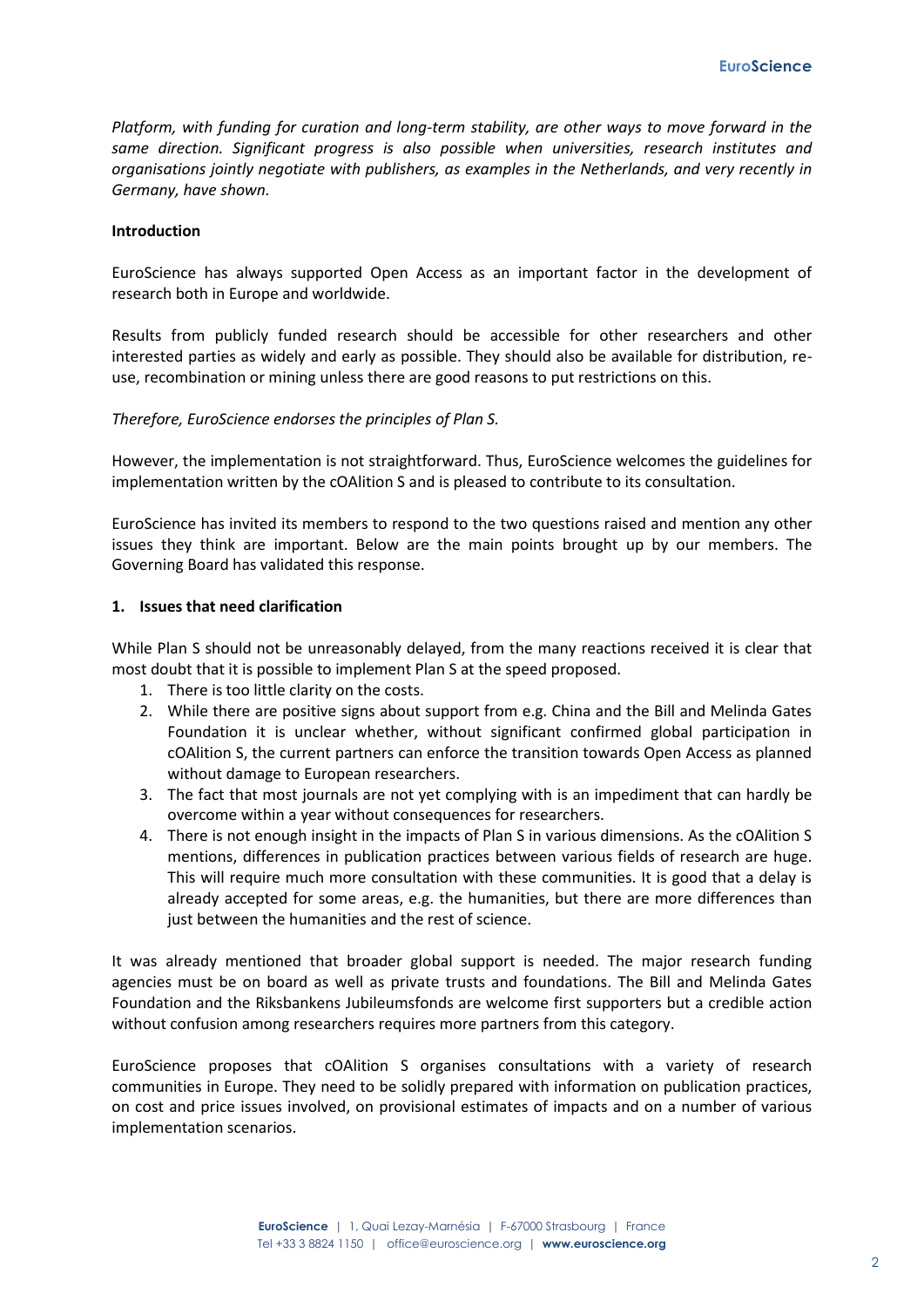*Platform, with funding for curation and long-term stability, are other ways to move forward in the same direction. Significant progress is also possible when universities, research institutes and organisations jointly negotiate with publishers, as examples in the Netherlands, and very recently in Germany, have shown.*

**Introduction**

EuroScience has always supported Open Access as an important factor in the development of research both in Europe and worldwide.

Results from publicly funded research should be accessible for other researchers and other interested parties as widely and early as possible. They should also be available for distribution, re-use, recombination or mining unless there are good reasons to put restrictions on this.

*Therefore, EuroScience endorses the principles of Plan S.*

However, the implementation is not straightforward. Thus, EuroScience welcomes the guidelines for implementation written by the cOAlition S and is pleased to contribute to its consultation.

EuroScience has invited its members to respond to the two questions raised and mention any other issues they think are important. Below are the main points brought up by our members. The Governing Board has validated this response.

**1. Issues that need clarification**

While Plan S should not be unreasonably delayed, from the many reactions received it is clear that most doubt that it is possible to implement Plan S at the speed proposed.

1. There is too little clarity on the costs.
2. While there are positive signs about support from e.g. China and the Bill and Melinda Gates Foundation it is unclear whether, without significant confirmed global participation in cOAlition S, the current partners can enforce the transition towards Open Access as planned without damage to European researchers.
3. The fact that most journals are not yet complying with is an impediment that can hardly be overcome within a year without consequences for researchers.
4. There is not enough insight in the impacts of Plan S in various dimensions. As the cOAlition S mentions, differences in publication practices between various fields of research are huge. This will require much more consultation with these communities. It is good that a delay is already accepted for some areas, e.g. the humanities, but there are more differences than just between the humanities and the rest of science.

It was already mentioned that broader global support is needed. The major research funding agencies must be on board as well as private trusts and foundations. The Bill and Melinda Gates Foundation and the Riksbankens Jubileumsfonds are welcome first supporters but a credible action without confusion among researchers requires more partners from this category.

EuroScience proposes that cOAlition S organises consultations with a variety of research communities in Europe. They need to be solidly prepared with information on publication practices, on cost and price issues involved, on provisional estimates of impacts and on a number of various implementation scenarios.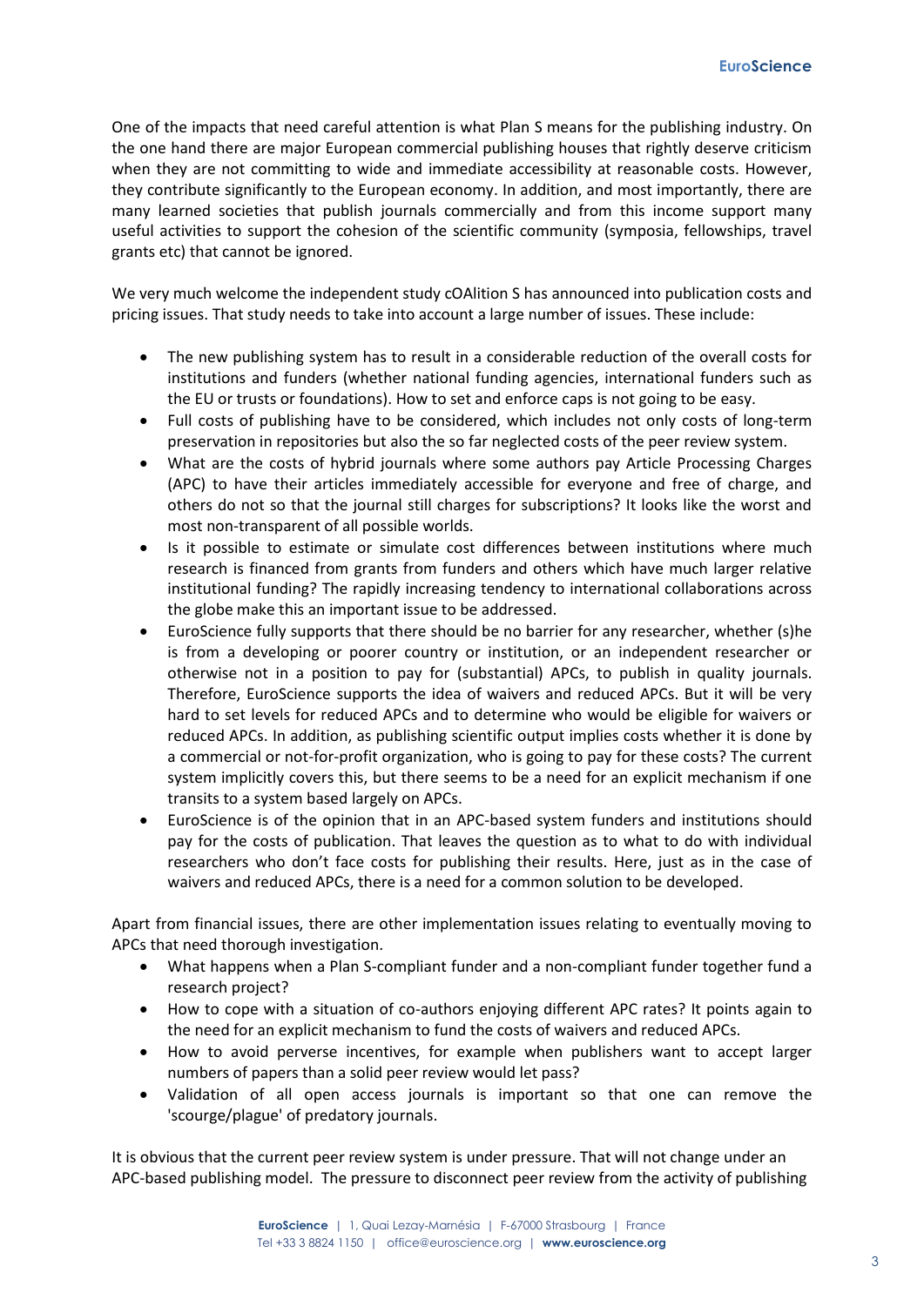One of the impacts that need careful attention is what Plan S means for the publishing industry. On the one hand there are major European commercial publishing houses that rightly deserve criticism when they are not committing to wide and immediate accessibility at reasonable costs. However, they contribute significantly to the European economy. In addition, and most importantly, there are many learned societies that publish journals commercially and from this income support many useful activities to support the cohesion of the scientific community (symposia, fellowships, travel grants etc) that cannot be ignored.

We very much welcome the independent study cOAlition S has announced into publication costs and pricing issues. That study needs to take into account a large number of issues. These include:

- The new publishing system has to result in a considerable reduction of the overall costs for institutions and funders (whether national funding agencies, international funders such as the EU or trusts or foundations). How to set and enforce caps is not going to be easy.
- Full costs of publishing have to be considered, which includes not only costs of long-term preservation in repositories but also the so far neglected costs of the peer review system.
- What are the costs of hybrid journals where some authors pay Article Processing Charges (APC) to have their articles immediately accessible for everyone and free of charge, and others do not so that the journal still charges for subscriptions? It looks like the worst and most non-transparent of all possible worlds.
- Is it possible to estimate or simulate cost differences between institutions where much research is financed from grants from funders and others which have much larger relative institutional funding? The rapidly increasing tendency to international collaborations across the globe make this an important issue to be addressed.
- EuroScience fully supports that there should be no barrier for any researcher, whether (s)he is from a developing or poorer country or institution, or an independent researcher or otherwise not in a position to pay for (substantial) APCs, to publish in quality journals. Therefore, EuroScience supports the idea of waivers and reduced APCs. But it will be very hard to set levels for reduced APCs and to determine who would be eligible for waivers or reduced APCs. In addition, as publishing scientific output implies costs whether it is done by a commercial or not-for-profit organization, who is going to pay for these costs? The current system implicitly covers this, but there seems to be a need for an explicit mechanism if one transits to a system based largely on APCs.
- EuroScience is of the opinion that in an APC-based system funders and institutions should pay for the costs of publication. That leaves the question as to what to do with individual researchers who don't face costs for publishing their results. Here, just as in the case of waivers and reduced APCs, there is a need for a common solution to be developed.

Apart from financial issues, there are other implementation issues relating to eventually moving to APCs that need thorough investigation.

- What happens when a Plan S-compliant funder and a non-compliant funder together fund a research project?
- How to cope with a situation of co-authors enjoying different APC rates? It points again to the need for an explicit mechanism to fund the costs of waivers and reduced APCs.
- How to avoid perverse incentives, for example when publishers want to accept larger numbers of papers than a solid peer review would let pass?
- Validation of all open access journals is important so that one can remove the 'scourge/plague' of predatory journals.

It is obvious that the current peer review system is under pressure. That will not change under an APC-based publishing model. The pressure to disconnect peer review from the activity of publishing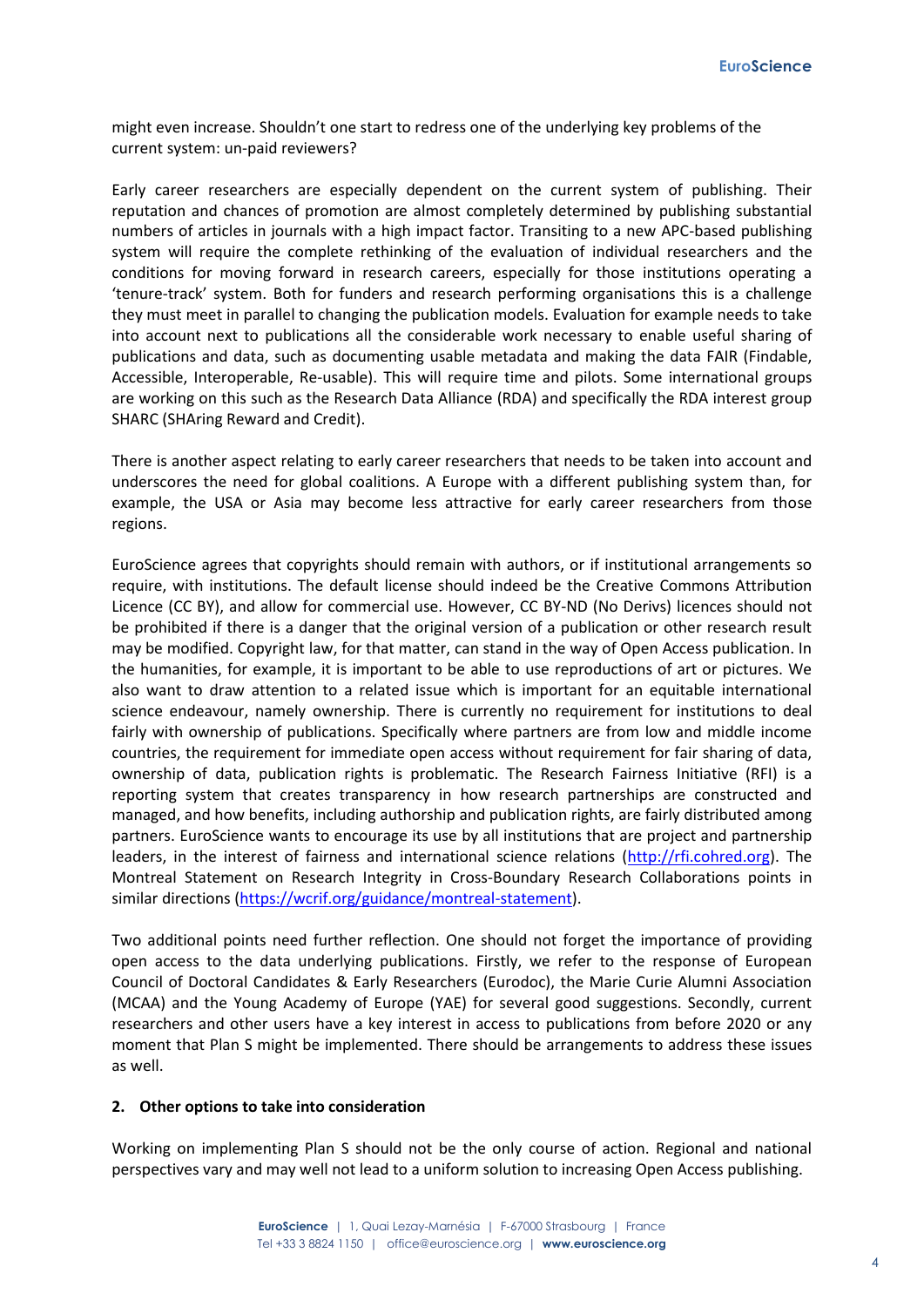might even increase. Shouldn't one start to redress one of the underlying key problems of the current system: un-paid reviewers?

Early career researchers are especially dependent on the current system of publishing. Their reputation and chances of promotion are almost completely determined by publishing substantial numbers of articles in journals with a high impact factor. Transiting to a new APC-based publishing system will require the complete rethinking of the evaluation of individual researchers and the conditions for moving forward in research careers, especially for those institutions operating a 'tenure-track' system. Both for funders and research performing organisations this is a challenge they must meet in parallel to changing the publication models. Evaluation for example needs to take into account next to publications all the considerable work necessary to enable useful sharing of publications and data, such as documenting usable metadata and making the data FAIR (Findable, Accessible, Interoperable, Re-usable). This will require time and pilots. Some international groups are working on this such as the Research Data Alliance (RDA) and specifically the RDA interest group SHARC (SHAring Reward and Credit).

There is another aspect relating to early career researchers that needs to be taken into account and underscores the need for global coalitions. A Europe with a different publishing system than, for example, the USA or Asia may become less attractive for early career researchers from those regions.

EuroScience agrees that copyrights should remain with authors, or if institutional arrangements so require, with institutions. The default license should indeed be the Creative Commons Attribution Licence (CC BY), and allow for commercial use. However, CC BY-ND (No Derivs) licences should not be prohibited if there is a danger that the original version of a publication or other research result may be modified. Copyright law, for that matter, can stand in the way of Open Access publication. In the humanities, for example, it is important to be able to use reproductions of art or pictures. We also want to draw attention to a related issue which is important for an equitable international science endeavour, namely ownership. There is currently no requirement for institutions to deal fairly with ownership of publications. Specifically where partners are from low and middle income countries, the requirement for immediate open access without requirement for fair sharing of data, ownership of data, publication rights is problematic. The Research Fairness Initiative (RFI) is a reporting system that creates transparency in how research partnerships are constructed and managed, and how benefits, including authorship and publication rights, are fairly distributed among partners. EuroScience wants to encourage its use by all institutions that are project and partnership leaders, in the interest of fairness and international science relations (http://rfi.cohred.org). The Montreal Statement on Research Integrity in Cross-Boundary Research Collaborations points in similar directions (https://wcrif.org/guidance/montreal-statement).

Two additional points need further reflection. One should not forget the importance of providing open access to the data underlying publications. Firstly, we refer to the response of European Council of Doctoral Candidates & Early Researchers (Eurodoc), the Marie Curie Alumni Association (MCAA) and the Young Academy of Europe (YAE) for several good suggestions. Secondly, current researchers and other users have a key interest in access to publications from before 2020 or any moment that Plan S might be implemented. There should be arrangements to address these issues as well.

## 2. Other options to take into consideration

Working on implementing Plan S should not be the only course of action. Regional and national perspectives vary and may well not lead to a uniform solution to increasing Open Access publishing.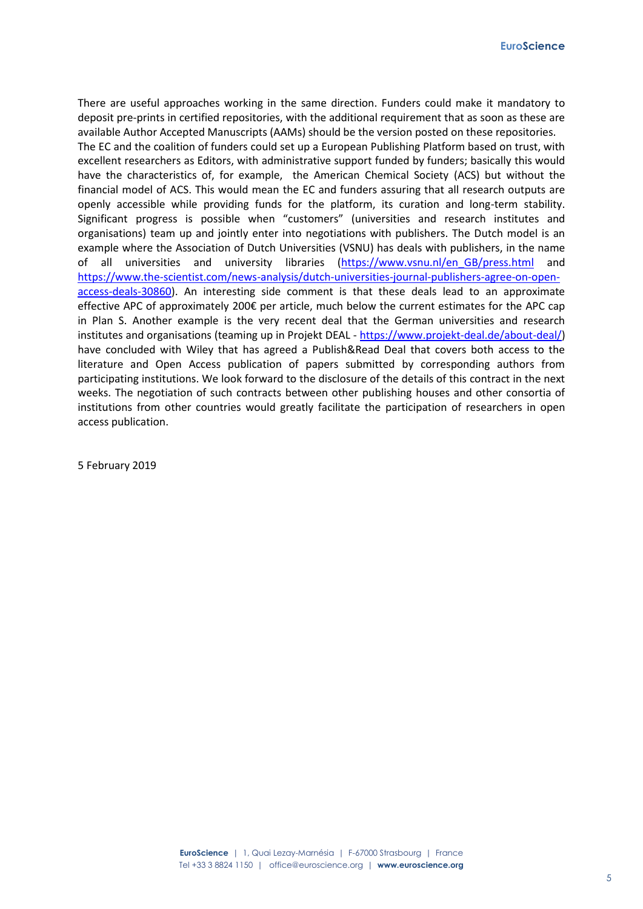There are useful approaches working in the same direction. Funders could make it mandatory to deposit pre-prints in certified repositories, with the additional requirement that as soon as these are available Author Accepted Manuscripts (AAMs) should be the version posted on these repositories.
The EC and the coalition of funders could set up a European Publishing Platform based on trust, with excellent researchers as Editors, with administrative support funded by funders; basically this would have the characteristics of, for example, the American Chemical Society (ACS) but without the financial model of ACS. This would mean the EC and funders assuring that all research outputs are openly accessible while providing funds for the platform, its curation and long-term stability.
Significant progress is possible when "customers" (universities and research institutes and organisations) team up and jointly enter into negotiations with publishers. The Dutch model is an example where the Association of Dutch Universities (VSNU) has deals with publishers, in the name of all universities and university libraries (https://www.vsnu.nl/en_GB/press.html and https://www.the-scientist.com/news-analysis/dutch-universities-journal-publishers-agree-on-open-access-deals-30860). An interesting side comment is that these deals lead to an approximate effective APC of approximately 200€ per article, much below the current estimates for the APC cap in Plan S. Another example is the very recent deal that the German universities and research institutes and organisations (teaming up in Projekt DEAL - https://www.projekt-deal.de/about-deal/) have concluded with Wiley that has agreed a Publish&Read Deal that covers both access to the literature and Open Access publication of papers submitted by corresponding authors from participating institutions. We look forward to the disclosure of the details of this contract in the next weeks. The negotiation of such contracts between other publishing houses and other consortia of institutions from other countries would greatly facilitate the participation of researchers in open access publication.

5 February 2019